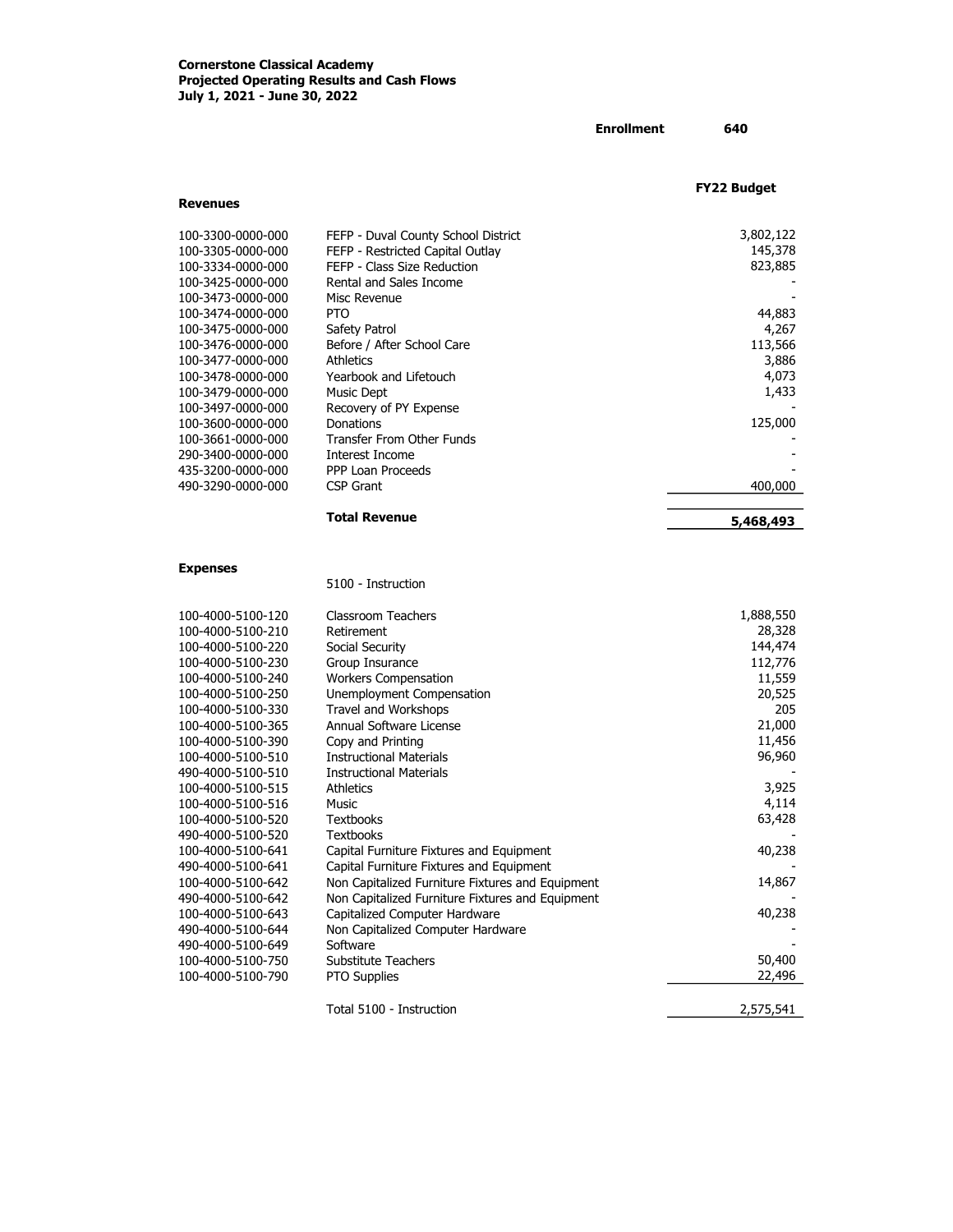**Cornerstone Classical Academy**
**Projected Operating Results and Cash Flows**
**July 1, 2021 - June 30, 2022**

**Enrollment** **640**

| | | **FY22 Budget** |
|---|---|---|
| **Revenues** | | |
| 100-3300-0000-000 | FEFP - Duval County School District | 3,802,122 |
| 100-3305-0000-000 | FEFP - Restricted Capital Outlay | 145,378 |
| 100-3334-0000-000 | FEFP - Class Size Reduction | 823,885 |
| 100-3425-0000-000 | Rental and Sales Income | - |
| 100-3473-0000-000 | Misc Revenue | - |
| 100-3474-0000-000 | PTO | 44,883 |
| 100-3475-0000-000 | Safety Patrol | 4,267 |
| 100-3476-0000-000 | Before / After School Care | 113,566 |
| 100-3477-0000-000 | Athletics | 3,886 |
| 100-3478-0000-000 | Yearbook and Lifetouch | 4,073 |
| 100-3479-0000-000 | Music Dept | 1,433 |
| 100-3497-0000-000 | Recovery of PY Expense | - |
| 100-3600-0000-000 | Donations | 125,000 |
| 100-3661-0000-000 | Transfer From Other Funds | - |
| 290-3400-0000-000 | Interest Income | - |
| 435-3200-0000-000 | PPP Loan Proceeds | - |
| 490-3290-0000-000 | CSP Grant | 400,000 |
| | **Total Revenue** | **5,468,493** |
| **Expenses** | | |
| | 5100 - Instruction | |
| 100-4000-5100-120 | Classroom Teachers | 1,888,550 |
| 100-4000-5100-210 | Retirement | 28,328 |
| 100-4000-5100-220 | Social Security | 144,474 |
| 100-4000-5100-230 | Group Insurance | 112,776 |
| 100-4000-5100-240 | Workers Compensation | 11,559 |
| 100-4000-5100-250 | Unemployment Compensation | 20,525 |
| 100-4000-5100-330 | Travel and Workshops | 205 |
| 100-4000-5100-365 | Annual Software License | 21,000 |
| 100-4000-5100-390 | Copy and Printing | 11,456 |
| 100-4000-5100-510 | Instructional Materials | 96,960 |
| 490-4000-5100-510 | Instructional Materials | - |
| 100-4000-5100-515 | Athletics | 3,925 |
| 100-4000-5100-516 | Music | 4,114 |
| 100-4000-5100-520 | Textbooks | 63,428 |
| 490-4000-5100-520 | Textbooks | - |
| 100-4000-5100-641 | Capital Furniture Fixtures and Equipment | 40,238 |
| 490-4000-5100-641 | Capital Furniture Fixtures and Equipment | - |
| 100-4000-5100-642 | Non Capitalized Furniture Fixtures and Equipment | 14,867 |
| 490-4000-5100-642 | Non Capitalized Furniture Fixtures and Equipment | - |
| 100-4000-5100-643 | Capitalized Computer Hardware | 40,238 |
| 490-4000-5100-644 | Non Capitalized Computer Hardware | - |
| 490-4000-5100-649 | Software | - |
| 100-4000-5100-750 | Substitute Teachers | 50,400 |
| 100-4000-5100-790 | PTO Supplies | 22,496 |
| | Total 5100 - Instruction | 2,575,541 |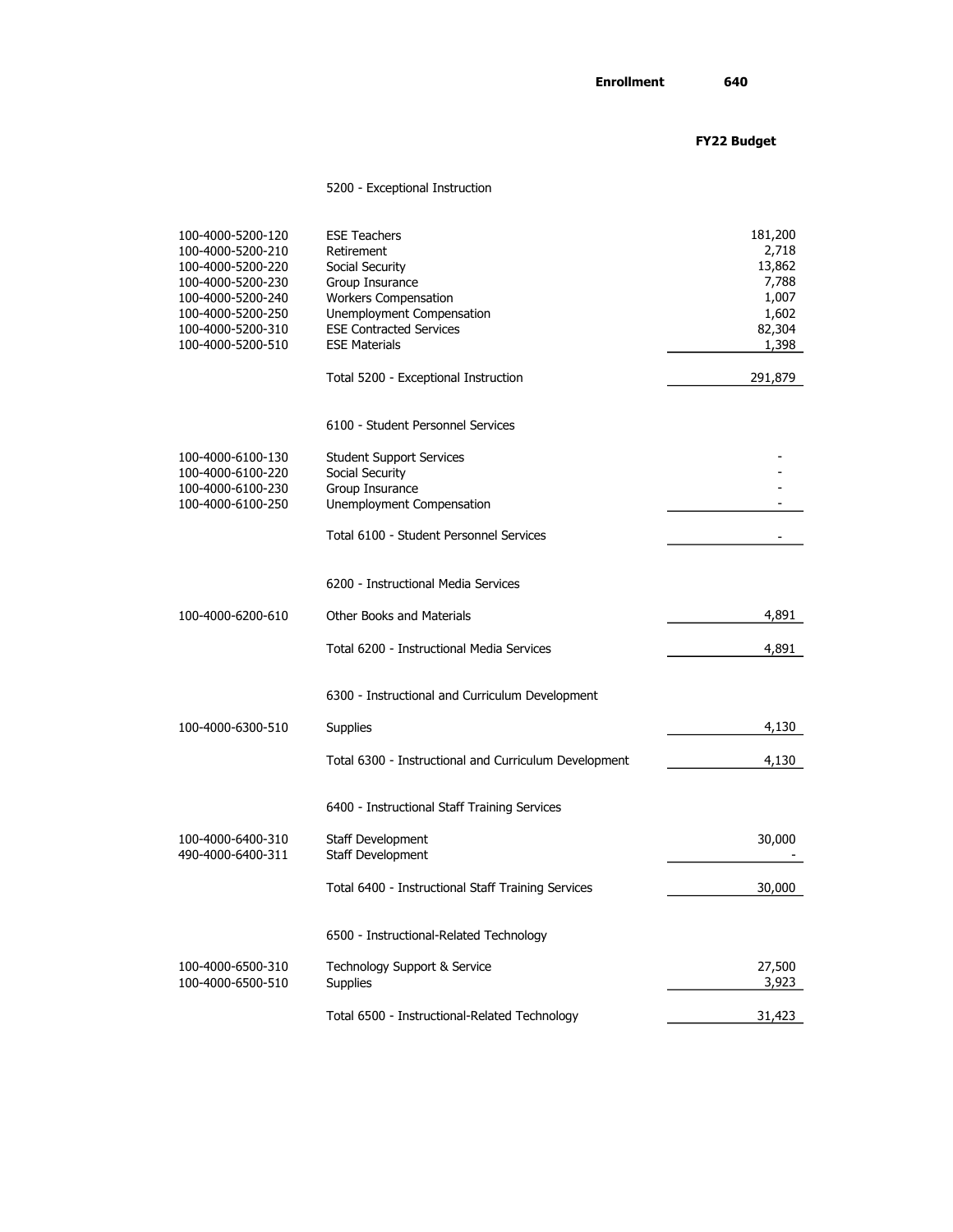**Enrollment** 640

**FY22 Budget**

| Account | Description | FY22 Budget |
|---|---|---|
| | **5200 - Exceptional Instruction** | |
| 100-4000-5200-120 | ESE Teachers | 181,200 |
| 100-4000-5200-210 | Retirement | 2,718 |
| 100-4000-5200-220 | Social Security | 13,862 |
| 100-4000-5200-230 | Group Insurance | 7,788 |
| 100-4000-5200-240 | Workers Compensation | 1,007 |
| 100-4000-5200-250 | Unemployment Compensation | 1,602 |
| 100-4000-5200-310 | ESE Contracted Services | 82,304 |
| 100-4000-5200-510 | ESE Materials | 1,398 |
| | Total 5200 - Exceptional Instruction | 291,879 |
| | **6100 - Student Personnel Services** | |
| 100-4000-6100-130 | Student Support Services | - |
| 100-4000-6100-220 | Social Security | - |
| 100-4000-6100-230 | Group Insurance | - |
| 100-4000-6100-250 | Unemployment Compensation | - |
| | Total 6100 - Student Personnel Services | - |
| | **6200 - Instructional Media Services** | |
| 100-4000-6200-610 | Other Books and Materials | 4,891 |
| | Total 6200 - Instructional Media Services | 4,891 |
| | **6300 - Instructional and Curriculum Development** | |
| 100-4000-6300-510 | Supplies | 4,130 |
| | Total 6300 - Instructional and Curriculum Development | 4,130 |
| | **6400 - Instructional Staff Training Services** | |
| 100-4000-6400-310 | Staff Development | 30,000 |
| 490-4000-6400-311 | Staff Development | - |
| | Total 6400 - Instructional Staff Training Services | 30,000 |
| | **6500 - Instructional-Related Technology** | |
| 100-4000-6500-310 | Technology Support & Service | 27,500 |
| 100-4000-6500-510 | Supplies | 3,923 |
| | Total 6500 - Instructional-Related Technology | 31,423 |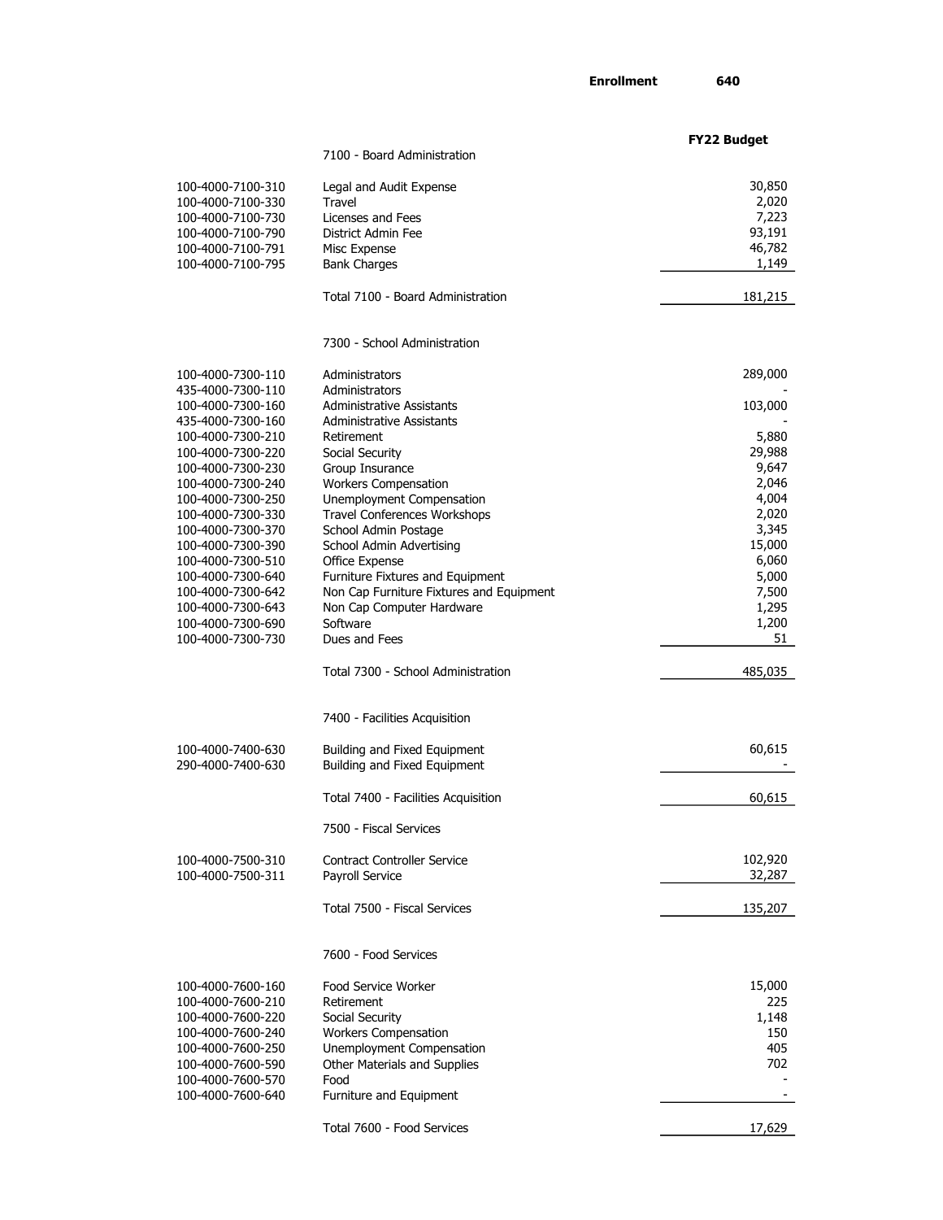**Enrollment** **640**

| Account | Description | FY22 Budget |
|---|---|---|
| | **7100 - Board Administration** | |
| 100-4000-7100-310 | Legal and Audit Expense | 30,850 |
| 100-4000-7100-330 | Travel | 2,020 |
| 100-4000-7100-730 | Licenses and Fees | 7,223 |
| 100-4000-7100-790 | District Admin Fee | 93,191 |
| 100-4000-7100-791 | Misc Expense | 46,782 |
| 100-4000-7100-795 | Bank Charges | 1,149 |
| | Total 7100 - Board Administration | 181,215 |
| | **7300 - School Administration** | |
| 100-4000-7300-110 | Administrators | 289,000 |
| 435-4000-7300-110 | Administrators | - |
| 100-4000-7300-160 | Administrative Assistants | 103,000 |
| 435-4000-7300-160 | Administrative Assistants | - |
| 100-4000-7300-210 | Retirement | 5,880 |
| 100-4000-7300-220 | Social Security | 29,988 |
| 100-4000-7300-230 | Group Insurance | 9,647 |
| 100-4000-7300-240 | Workers Compensation | 2,046 |
| 100-4000-7300-250 | Unemployment Compensation | 4,004 |
| 100-4000-7300-330 | Travel Conferences Workshops | 2,020 |
| 100-4000-7300-370 | School Admin Postage | 3,345 |
| 100-4000-7300-390 | School Admin Advertising | 15,000 |
| 100-4000-7300-510 | Office Expense | 6,060 |
| 100-4000-7300-640 | Furniture Fixtures and Equipment | 5,000 |
| 100-4000-7300-642 | Non Cap Furniture Fixtures and Equipment | 7,500 |
| 100-4000-7300-643 | Non Cap Computer Hardware | 1,295 |
| 100-4000-7300-690 | Software | 1,200 |
| 100-4000-7300-730 | Dues and Fees | 51 |
| | Total 7300 - School Administration | 485,035 |
| | **7400 - Facilities Acquisition** | |
| 100-4000-7400-630 | Building and Fixed Equipment | 60,615 |
| 290-4000-7400-630 | Building and Fixed Equipment | - |
| | Total 7400 - Facilities Acquisition | 60,615 |
| | **7500 - Fiscal Services** | |
| 100-4000-7500-310 | Contract Controller Service | 102,920 |
| 100-4000-7500-311 | Payroll Service | 32,287 |
| | Total 7500 - Fiscal Services | 135,207 |
| | **7600 - Food Services** | |
| 100-4000-7600-160 | Food Service Worker | 15,000 |
| 100-4000-7600-210 | Retirement | 225 |
| 100-4000-7600-220 | Social Security | 1,148 |
| 100-4000-7600-240 | Workers Compensation | 150 |
| 100-4000-7600-250 | Unemployment Compensation | 405 |
| 100-4000-7600-590 | Other Materials and Supplies | 702 |
| 100-4000-7600-570 | Food | - |
| 100-4000-7600-640 | Furniture and Equipment | - |
| | Total 7600 - Food Services | 17,629 |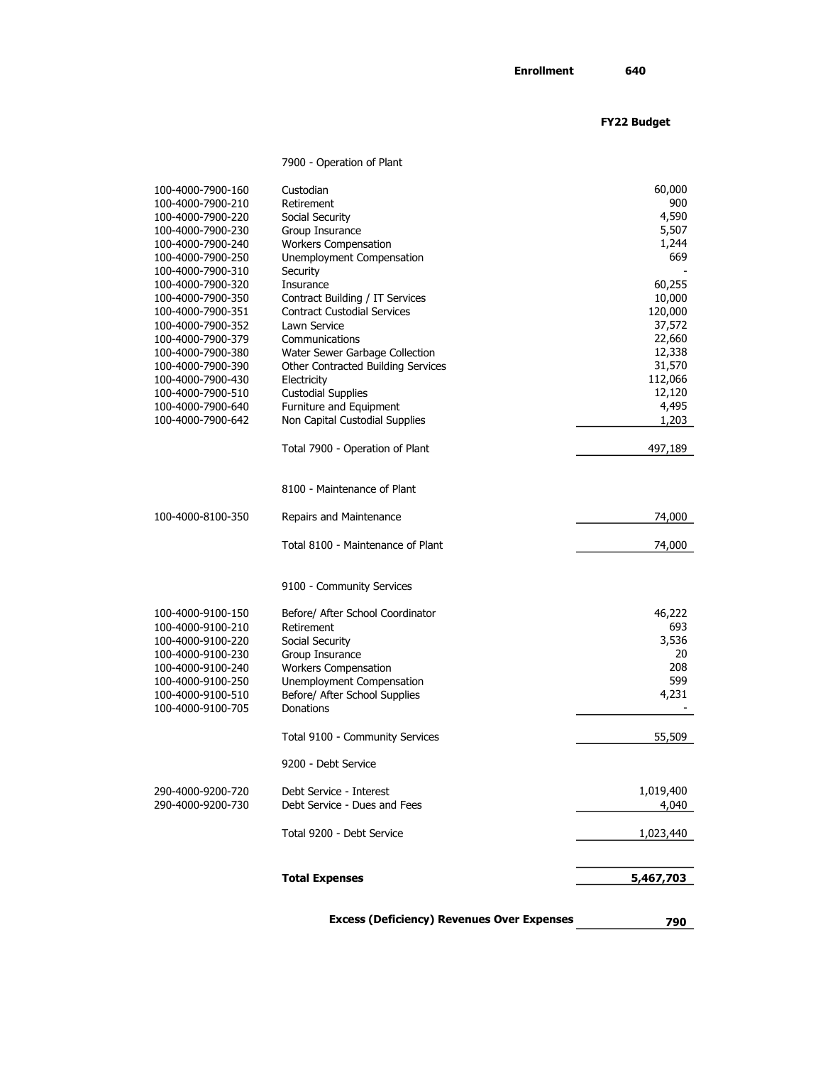| | | Enrollment | 640 |
|---|---|---|---|
| | | | **FY22 Budget** |
| | 7900 - Operation of Plant | | |
| 100-4000-7900-160 | Custodian | | 60,000 |
| 100-4000-7900-210 | Retirement | | 900 |
| 100-4000-7900-220 | Social Security | | 4,590 |
| 100-4000-7900-230 | Group Insurance | | 5,507 |
| 100-4000-7900-240 | Workers Compensation | | 1,244 |
| 100-4000-7900-250 | Unemployment Compensation | | 669 |
| 100-4000-7900-310 | Security | | - |
| 100-4000-7900-320 | Insurance | | 60,255 |
| 100-4000-7900-350 | Contract Building / IT Services | | 10,000 |
| 100-4000-7900-351 | Contract Custodial Services | | 120,000 |
| 100-4000-7900-352 | Lawn Service | | 37,572 |
| 100-4000-7900-379 | Communications | | 22,660 |
| 100-4000-7900-380 | Water Sewer Garbage Collection | | 12,338 |
| 100-4000-7900-390 | Other Contracted Building Services | | 31,570 |
| 100-4000-7900-430 | Electricity | | 112,066 |
| 100-4000-7900-510 | Custodial Supplies | | 12,120 |
| 100-4000-7900-640 | Furniture and Equipment | | 4,495 |
| 100-4000-7900-642 | Non Capital Custodial Supplies | | 1,203 |
| | Total 7900 - Operation of Plant | | 497,189 |
| | 8100 - Maintenance of Plant | | |
| 100-4000-8100-350 | Repairs and Maintenance | | 74,000 |
| | Total 8100 - Maintenance of Plant | | 74,000 |
| | 9100 - Community Services | | |
| 100-4000-9100-150 | Before/ After School Coordinator | | 46,222 |
| 100-4000-9100-210 | Retirement | | 693 |
| 100-4000-9100-220 | Social Security | | 3,536 |
| 100-4000-9100-230 | Group Insurance | | 20 |
| 100-4000-9100-240 | Workers Compensation | | 208 |
| 100-4000-9100-250 | Unemployment Compensation | | 599 |
| 100-4000-9100-510 | Before/ After School Supplies | | 4,231 |
| 100-4000-9100-705 | Donations | | - |
| | Total 9100 - Community Services | | 55,509 |
| | 9200 - Debt Service | | |
| 290-4000-9200-720 | Debt Service - Interest | | 1,019,400 |
| 290-4000-9200-730 | Debt Service - Dues and Fees | | 4,040 |
| | Total 9200 - Debt Service | | 1,023,440 |
| | **Total Expenses** | | **5,467,703** |
| | **Excess (Deficiency) Revenues Over Expenses** | | **790** |